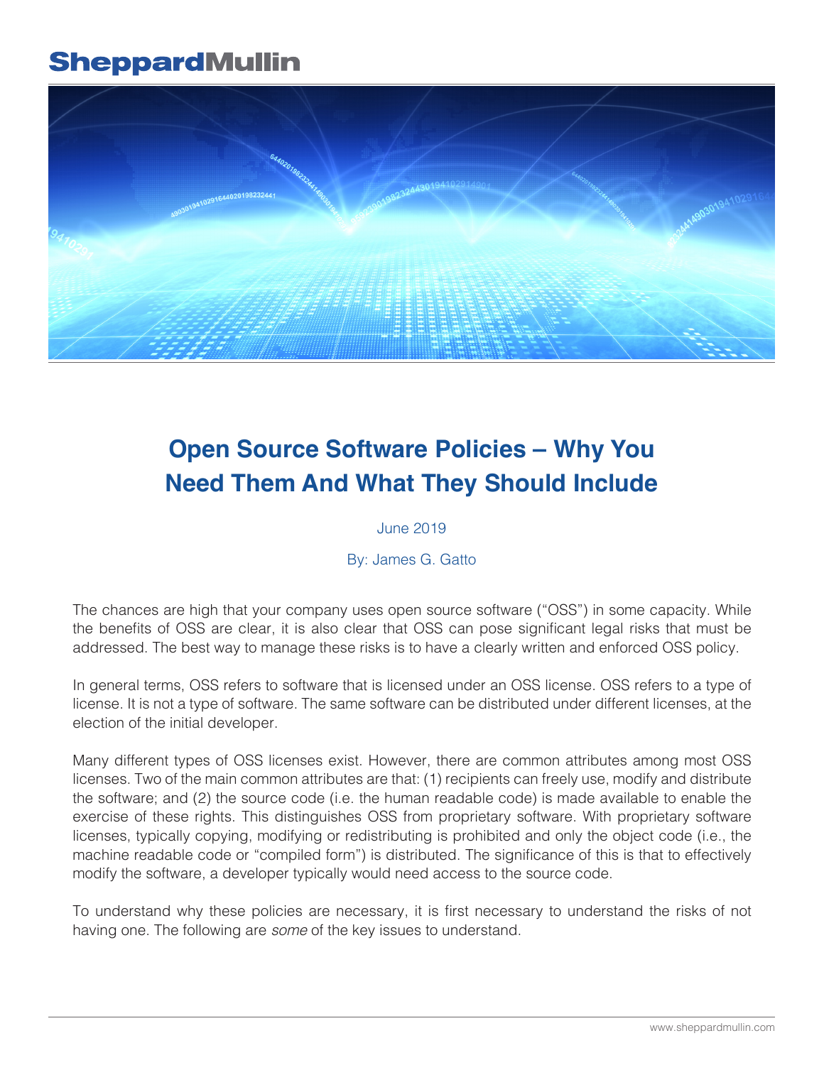SheppardMullin

# Open Source Software Policies – Why You Need Them And What They Should Include

June 2019

By: James G. Gatto

The chances are high that your company uses open source software ("OSS") in some capacity. While the benefits of OSS are clear, it is also clear that OSS can pose significant legal risks that must be addressed. The best way to manage these risks is to have a clearly written and enforced OSS policy.

In general terms, OSS refers to software that is licensed under an OSS license. OSS refers to a type of license. It is not a type of software. The same software can be distributed under different licenses, at the election of the initial developer.

Many different types of OSS licenses exist. However, there are common attributes among most OSS licenses. Two of the main common attributes are that: (1) recipients can freely use, modify and distribute the software; and (2) the source code (i.e. the human readable code) is made available to enable the exercise of these rights. This distinguishes OSS from proprietary software. With proprietary software licenses, typically copying, modifying or redistributing is prohibited and only the object code (i.e., the machine readable code or "compiled form") is distributed. The significance of this is that to effectively modify the software, a developer typically would need access to the source code.

To understand why these policies are necessary, it is first necessary to understand the risks of not having one. The following are *some* of the key issues to understand.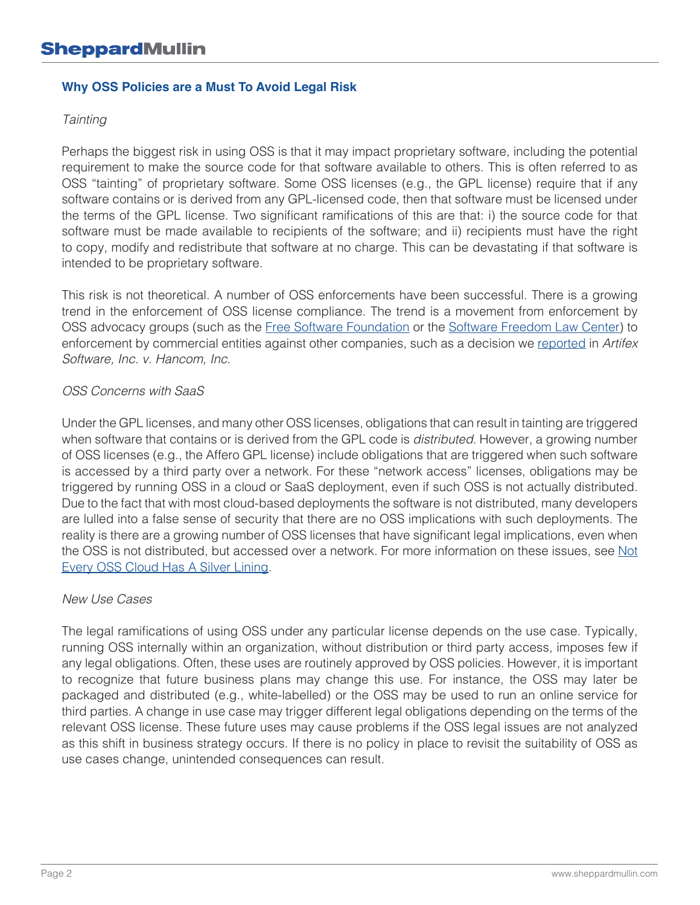## Why OSS Policies are a Must To Avoid Legal Risk

*Tainting*

Perhaps the biggest risk in using OSS is that it may impact proprietary software, including the potential requirement to make the source code for that software available to others. This is often referred to as OSS "tainting" of proprietary software. Some OSS licenses (e.g., the GPL license) require that if any software contains or is derived from any GPL-licensed code, then that software must be licensed under the terms of the GPL license. Two significant ramifications of this are that: i) the source code for that software must be made available to recipients of the software; and ii) recipients must have the right to copy, modify and redistribute that software at no charge. This can be devastating if that software is intended to be proprietary software.

This risk is not theoretical. A number of OSS enforcements have been successful. There is a growing trend in the enforcement of OSS license compliance. The trend is a movement from enforcement by OSS advocacy groups (such as the Free Software Foundation or the Software Freedom Law Center) to enforcement by commercial entities against other companies, such as a decision we reported in *Artifex Software, Inc. v. Hancom, Inc.*

*OSS Concerns with SaaS*

Under the GPL licenses, and many other OSS licenses, obligations that can result in tainting are triggered when software that contains or is derived from the GPL code is *distributed*. However, a growing number of OSS licenses (e.g., the Affero GPL license) include obligations that are triggered when such software is accessed by a third party over a network. For these "network access" licenses, obligations may be triggered by running OSS in a cloud or SaaS deployment, even if such OSS is not actually distributed. Due to the fact that with most cloud-based deployments the software is not distributed, many developers are lulled into a false sense of security that there are no OSS implications with such deployments. The reality is there are a growing number of OSS licenses that have significant legal implications, even when the OSS is not distributed, but accessed over a network. For more information on these issues, see Not Every OSS Cloud Has A Silver Lining.

*New Use Cases*

The legal ramifications of using OSS under any particular license depends on the use case. Typically, running OSS internally within an organization, without distribution or third party access, imposes few if any legal obligations. Often, these uses are routinely approved by OSS policies. However, it is important to recognize that future business plans may change this use. For instance, the OSS may later be packaged and distributed (e.g., white-labelled) or the OSS may be used to run an online service for third parties. A change in use case may trigger different legal obligations depending on the terms of the relevant OSS license. These future uses may cause problems if the OSS legal issues are not analyzed as this shift in business strategy occurs. If there is no policy in place to revisit the suitability of OSS as use cases change, unintended consequences can result.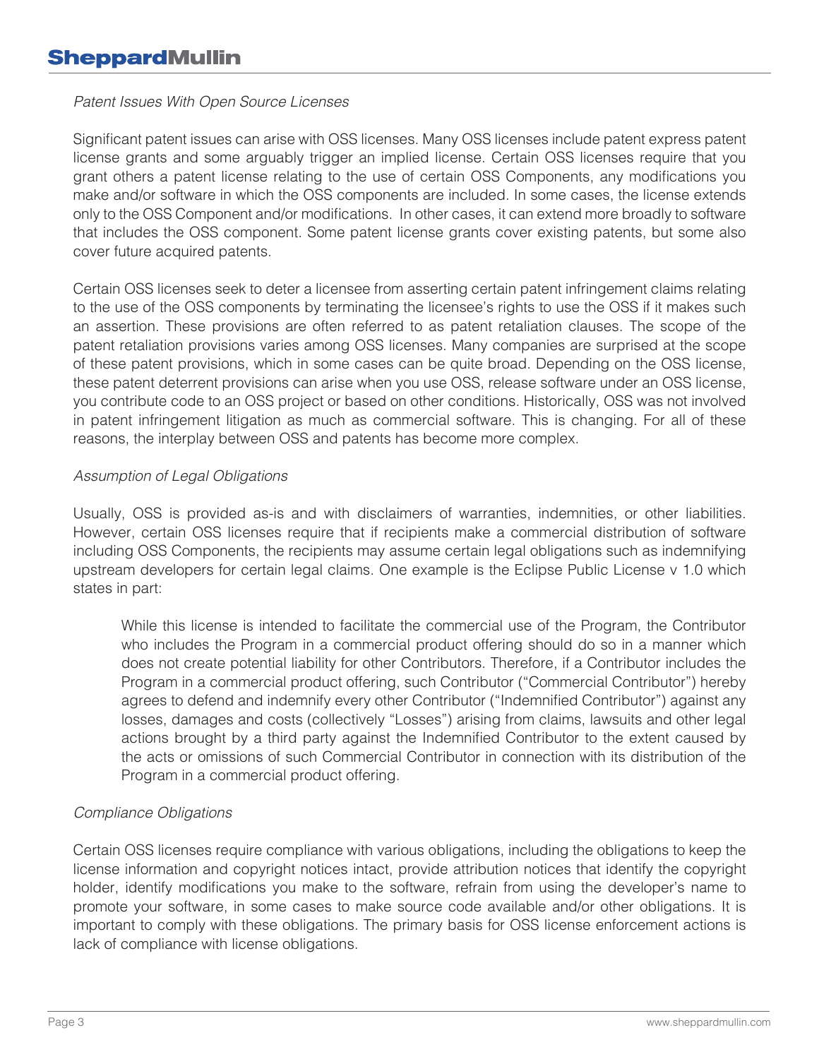*Patent Issues With Open Source Licenses*

Significant patent issues can arise with OSS licenses. Many OSS licenses include patent express patent license grants and some arguably trigger an implied license. Certain OSS licenses require that you grant others a patent license relating to the use of certain OSS Components, any modifications you make and/or software in which the OSS components are included. In some cases, the license extends only to the OSS Component and/or modifications. In other cases, it can extend more broadly to software that includes the OSS component. Some patent license grants cover existing patents, but some also cover future acquired patents.

Certain OSS licenses seek to deter a licensee from asserting certain patent infringement claims relating to the use of the OSS components by terminating the licensee's rights to use the OSS if it makes such an assertion. These provisions are often referred to as patent retaliation clauses. The scope of the patent retaliation provisions varies among OSS licenses. Many companies are surprised at the scope of these patent provisions, which in some cases can be quite broad. Depending on the OSS license, these patent deterrent provisions can arise when you use OSS, release software under an OSS license, you contribute code to an OSS project or based on other conditions. Historically, OSS was not involved in patent infringement litigation as much as commercial software. This is changing. For all of these reasons, the interplay between OSS and patents has become more complex.

*Assumption of Legal Obligations*

Usually, OSS is provided as-is and with disclaimers of warranties, indemnities, or other liabilities. However, certain OSS licenses require that if recipients make a commercial distribution of software including OSS Components, the recipients may assume certain legal obligations such as indemnifying upstream developers for certain legal claims. One example is the Eclipse Public License v 1.0 which states in part:

> While this license is intended to facilitate the commercial use of the Program, the Contributor who includes the Program in a commercial product offering should do so in a manner which does not create potential liability for other Contributors. Therefore, if a Contributor includes the Program in a commercial product offering, such Contributor ("Commercial Contributor") hereby agrees to defend and indemnify every other Contributor ("Indemnified Contributor") against any losses, damages and costs (collectively "Losses") arising from claims, lawsuits and other legal actions brought by a third party against the Indemnified Contributor to the extent caused by the acts or omissions of such Commercial Contributor in connection with its distribution of the Program in a commercial product offering.

*Compliance Obligations*

Certain OSS licenses require compliance with various obligations, including the obligations to keep the license information and copyright notices intact, provide attribution notices that identify the copyright holder, identify modifications you make to the software, refrain from using the developer's name to promote your software, in some cases to make source code available and/or other obligations. It is important to comply with these obligations. The primary basis for OSS license enforcement actions is lack of compliance with license obligations.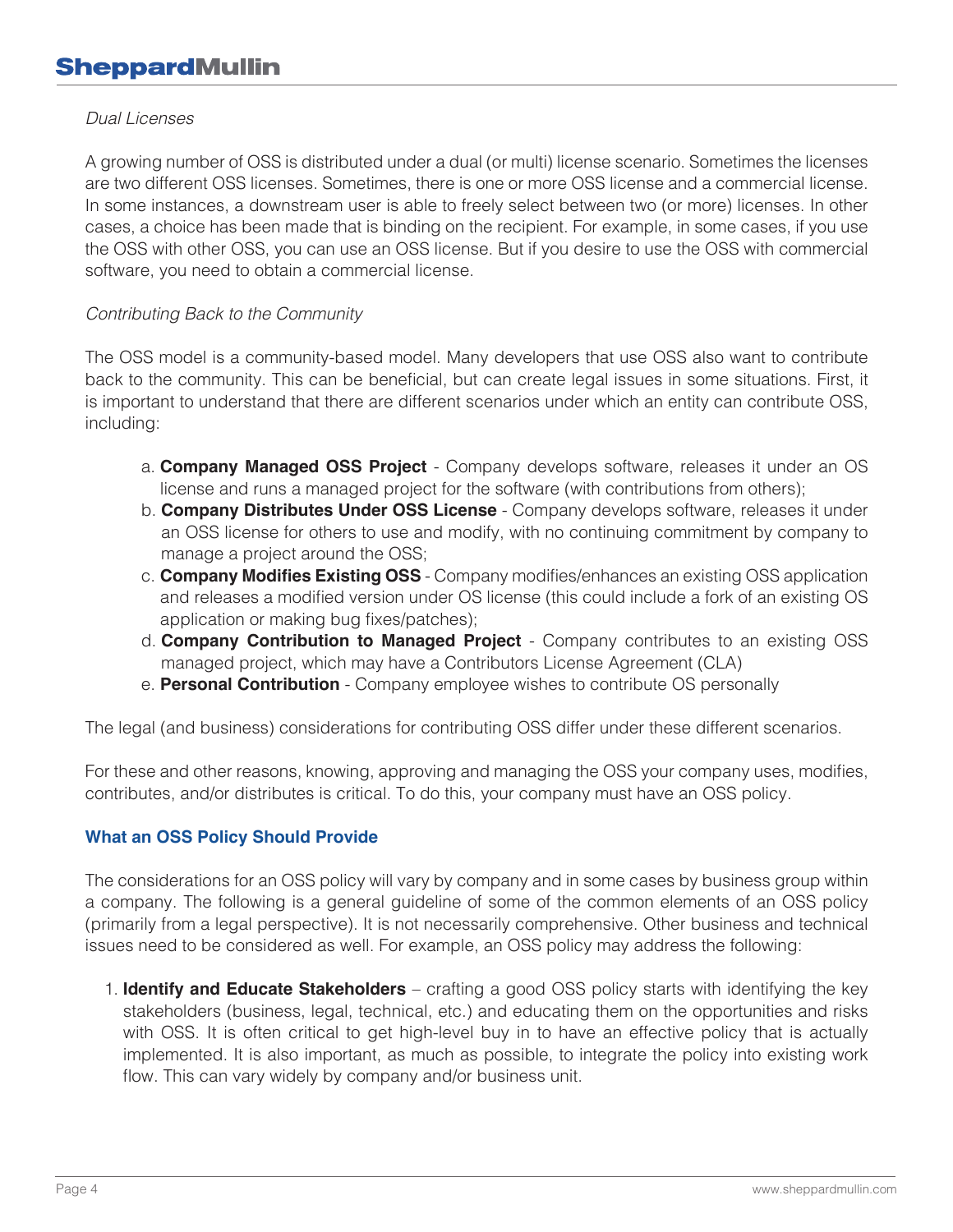*Dual Licenses*

A growing number of OSS is distributed under a dual (or multi) license scenario. Sometimes the licenses are two different OSS licenses. Sometimes, there is one or more OSS license and a commercial license. In some instances, a downstream user is able to freely select between two (or more) licenses. In other cases, a choice has been made that is binding on the recipient. For example, in some cases, if you use the OSS with other OSS, you can use an OSS license. But if you desire to use the OSS with commercial software, you need to obtain a commercial license.

*Contributing Back to the Community*

The OSS model is a community-based model. Many developers that use OSS also want to contribute back to the community. This can be beneficial, but can create legal issues in some situations. First, it is important to understand that there are different scenarios under which an entity can contribute OSS, including:

a. **Company Managed OSS Project** - Company develops software, releases it under an OS license and runs a managed project for the software (with contributions from others);
b. **Company Distributes Under OSS License** - Company develops software, releases it under an OSS license for others to use and modify, with no continuing commitment by company to manage a project around the OSS;
c. **Company Modifies Existing OSS** - Company modifies/enhances an existing OSS application and releases a modified version under OS license (this could include a fork of an existing OS application or making bug fixes/patches);
d. **Company Contribution to Managed Project** - Company contributes to an existing OSS managed project, which may have a Contributors License Agreement (CLA)
e. **Personal Contribution** - Company employee wishes to contribute OS personally

The legal (and business) considerations for contributing OSS differ under these different scenarios.

For these and other reasons, knowing, approving and managing the OSS your company uses, modifies, contributes, and/or distributes is critical. To do this, your company must have an OSS policy.

## What an OSS Policy Should Provide

The considerations for an OSS policy will vary by company and in some cases by business group within a company. The following is a general guideline of some of the common elements of an OSS policy (primarily from a legal perspective). It is not necessarily comprehensive. Other business and technical issues need to be considered as well. For example, an OSS policy may address the following:

1. **Identify and Educate Stakeholders** – crafting a good OSS policy starts with identifying the key stakeholders (business, legal, technical, etc.) and educating them on the opportunities and risks with OSS. It is often critical to get high-level buy in to have an effective policy that is actually implemented. It is also important, as much as possible, to integrate the policy into existing work flow. This can vary widely by company and/or business unit.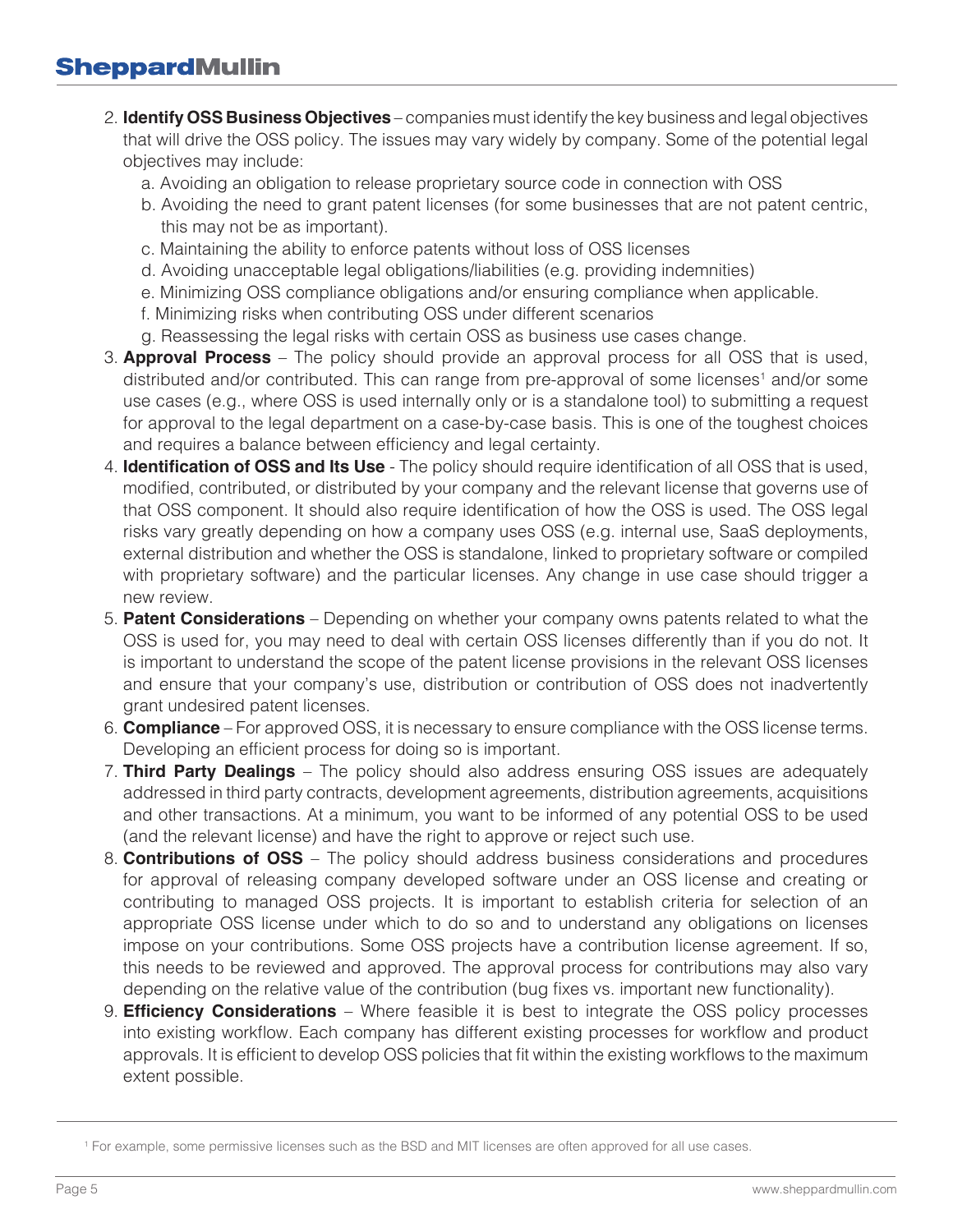2. **Identify OSS Business Objectives** – companies must identify the key business and legal objectives that will drive the OSS policy. The issues may vary widely by company. Some of the potential legal objectives may include:
   a. Avoiding an obligation to release proprietary source code in connection with OSS
   b. Avoiding the need to grant patent licenses (for some businesses that are not patent centric, this may not be as important).
   c. Maintaining the ability to enforce patents without loss of OSS licenses
   d. Avoiding unacceptable legal obligations/liabilities (e.g. providing indemnities)
   e. Minimizing OSS compliance obligations and/or ensuring compliance when applicable.
   f. Minimizing risks when contributing OSS under different scenarios
   g. Reassessing the legal risks with certain OSS as business use cases change.
3. **Approval Process** – The policy should provide an approval process for all OSS that is used, distributed and/or contributed. This can range from pre-approval of some licenses[1] and/or some use cases (e.g., where OSS is used internally only or is a standalone tool) to submitting a request for approval to the legal department on a case-by-case basis. This is one of the toughest choices and requires a balance between efficiency and legal certainty.
4. **Identification of OSS and Its Use** - The policy should require identification of all OSS that is used, modified, contributed, or distributed by your company and the relevant license that governs use of that OSS component. It should also require identification of how the OSS is used. The OSS legal risks vary greatly depending on how a company uses OSS (e.g. internal use, SaaS deployments, external distribution and whether the OSS is standalone, linked to proprietary software or compiled with proprietary software) and the particular licenses. Any change in use case should trigger a new review.
5. **Patent Considerations** – Depending on whether your company owns patents related to what the OSS is used for, you may need to deal with certain OSS licenses differently than if you do not. It is important to understand the scope of the patent license provisions in the relevant OSS licenses and ensure that your company's use, distribution or contribution of OSS does not inadvertently grant undesired patent licenses.
6. **Compliance** – For approved OSS, it is necessary to ensure compliance with the OSS license terms. Developing an efficient process for doing so is important.
7. **Third Party Dealings** – The policy should also address ensuring OSS issues are adequately addressed in third party contracts, development agreements, distribution agreements, acquisitions and other transactions. At a minimum, you want to be informed of any potential OSS to be used (and the relevant license) and have the right to approve or reject such use.
8. **Contributions of OSS** – The policy should address business considerations and procedures for approval of releasing company developed software under an OSS license and creating or contributing to managed OSS projects. It is important to establish criteria for selection of an appropriate OSS license under which to do so and to understand any obligations on licenses impose on your contributions. Some OSS projects have a contribution license agreement. If so, this needs to be reviewed and approved. The approval process for contributions may also vary depending on the relative value of the contribution (bug fixes vs. important new functionality).
9. **Efficiency Considerations** – Where feasible it is best to integrate the OSS policy processes into existing workflow. Each company has different existing processes for workflow and product approvals. It is efficient to develop OSS policies that fit within the existing workflows to the maximum extent possible.

[1] For example, some permissive licenses such as the BSD and MIT licenses are often approved for all use cases.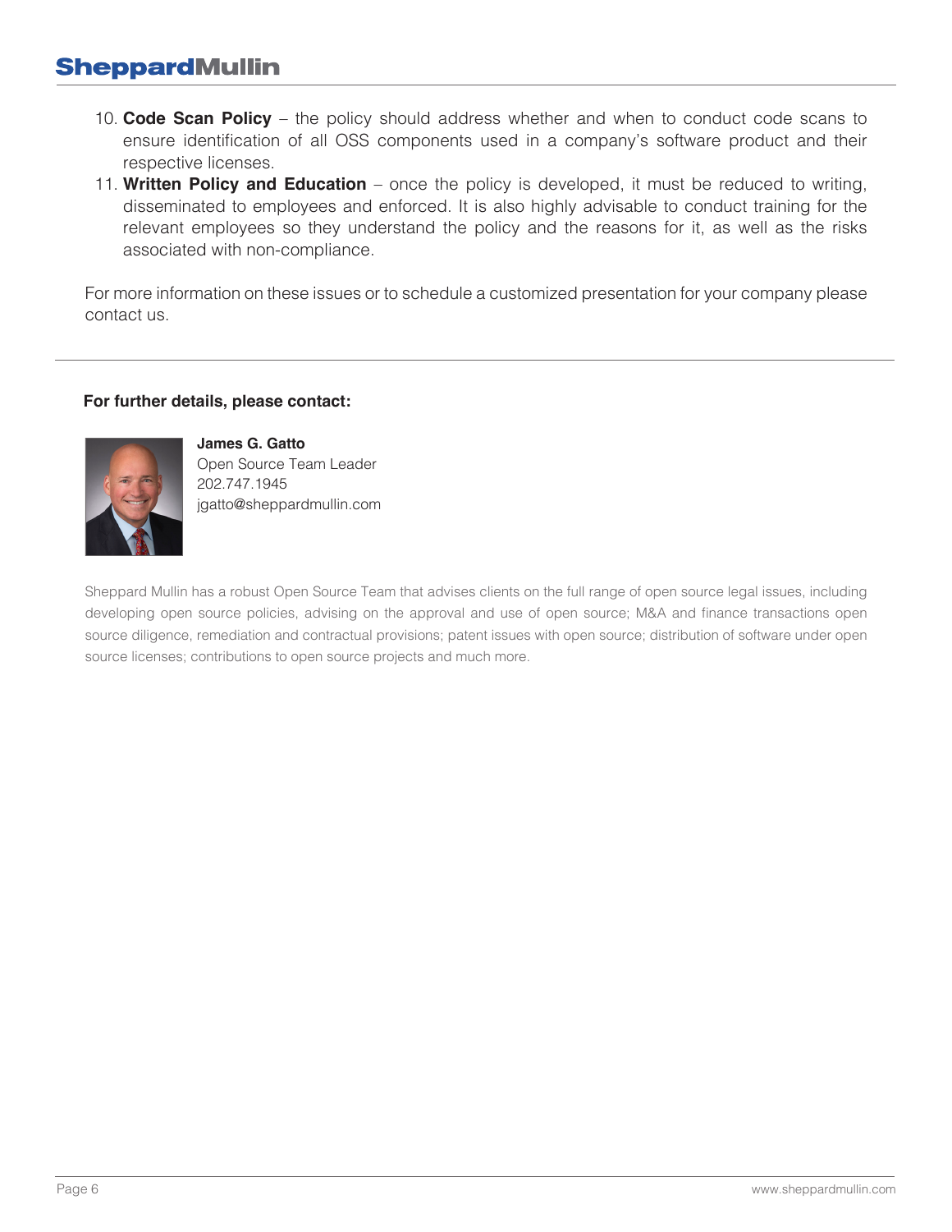10. **Code Scan Policy** – the policy should address whether and when to conduct code scans to ensure identification of all OSS components used in a company's software product and their respective licenses.
11. **Written Policy and Education** – once the policy is developed, it must be reduced to writing, disseminated to employees and enforced. It is also highly advisable to conduct training for the relevant employees so they understand the policy and the reasons for it, as well as the risks associated with non-compliance.

For more information on these issues or to schedule a customized presentation for your company please contact us.

---

**For further details, please contact:**

**James G. Gatto**
Open Source Team Leader
202.747.1945
jgatto@sheppardmullin.com

Sheppard Mullin has a robust Open Source Team that advises clients on the full range of open source legal issues, including developing open source policies, advising on the approval and use of open source; M&A and finance transactions open source diligence, remediation and contractual provisions; patent issues with open source; distribution of software under open source licenses; contributions to open source projects and much more.